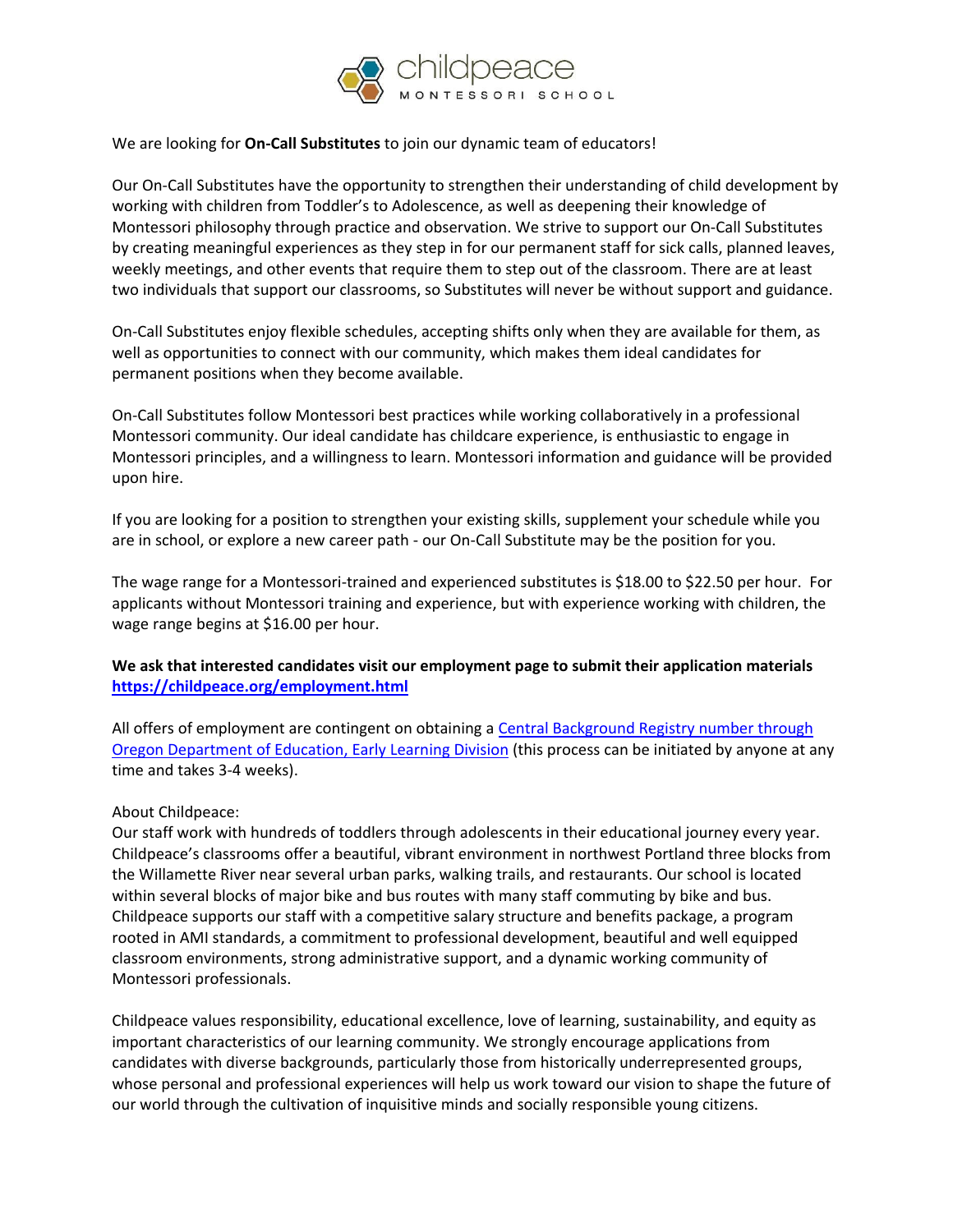childpeace
MONTESSORI SCHOOL

We are looking for **On-Call Substitutes** to join our dynamic team of educators!

Our On-Call Substitutes have the opportunity to strengthen their understanding of child development by working with children from Toddler's to Adolescence, as well as deepening their knowledge of Montessori philosophy through practice and observation. We strive to support our On-Call Substitutes by creating meaningful experiences as they step in for our permanent staff for sick calls, planned leaves, weekly meetings, and other events that require them to step out of the classroom. There are at least two individuals that support our classrooms, so Substitutes will never be without support and guidance.

On-Call Substitutes enjoy flexible schedules, accepting shifts only when they are available for them, as well as opportunities to connect with our community, which makes them ideal candidates for permanent positions when they become available.

On-Call Substitutes follow Montessori best practices while working collaboratively in a professional Montessori community. Our ideal candidate has childcare experience, is enthusiastic to engage in Montessori principles, and a willingness to learn. Montessori information and guidance will be provided upon hire.

If you are looking for a position to strengthen your existing skills, supplement your schedule while you are in school, or explore a new career path - our On-Call Substitute may be the position for you.

The wage range for a Montessori-trained and experienced substitutes is $18.00 to $22.50 per hour. For applicants without Montessori training and experience, but with experience working with children, the wage range begins at $16.00 per hour.

**We ask that interested candidates visit our employment page to submit their application materials [https://childpeace.org/employment.html](https://childpeace.org/employment.html)**

All offers of employment are contingent on obtaining a Central Background Registry number through Oregon Department of Education, Early Learning Division (this process can be initiated by anyone at any time and takes 3-4 weeks).

About Childpeace:
Our staff work with hundreds of toddlers through adolescents in their educational journey every year. Childpeace's classrooms offer a beautiful, vibrant environment in northwest Portland three blocks from the Willamette River near several urban parks, walking trails, and restaurants. Our school is located within several blocks of major bike and bus routes with many staff commuting by bike and bus. Childpeace supports our staff with a competitive salary structure and benefits package, a program rooted in AMI standards, a commitment to professional development, beautiful and well equipped classroom environments, strong administrative support, and a dynamic working community of Montessori professionals.

Childpeace values responsibility, educational excellence, love of learning, sustainability, and equity as important characteristics of our learning community. We strongly encourage applications from candidates with diverse backgrounds, particularly those from historically underrepresented groups, whose personal and professional experiences will help us work toward our vision to shape the future of our world through the cultivation of inquisitive minds and socially responsible young citizens.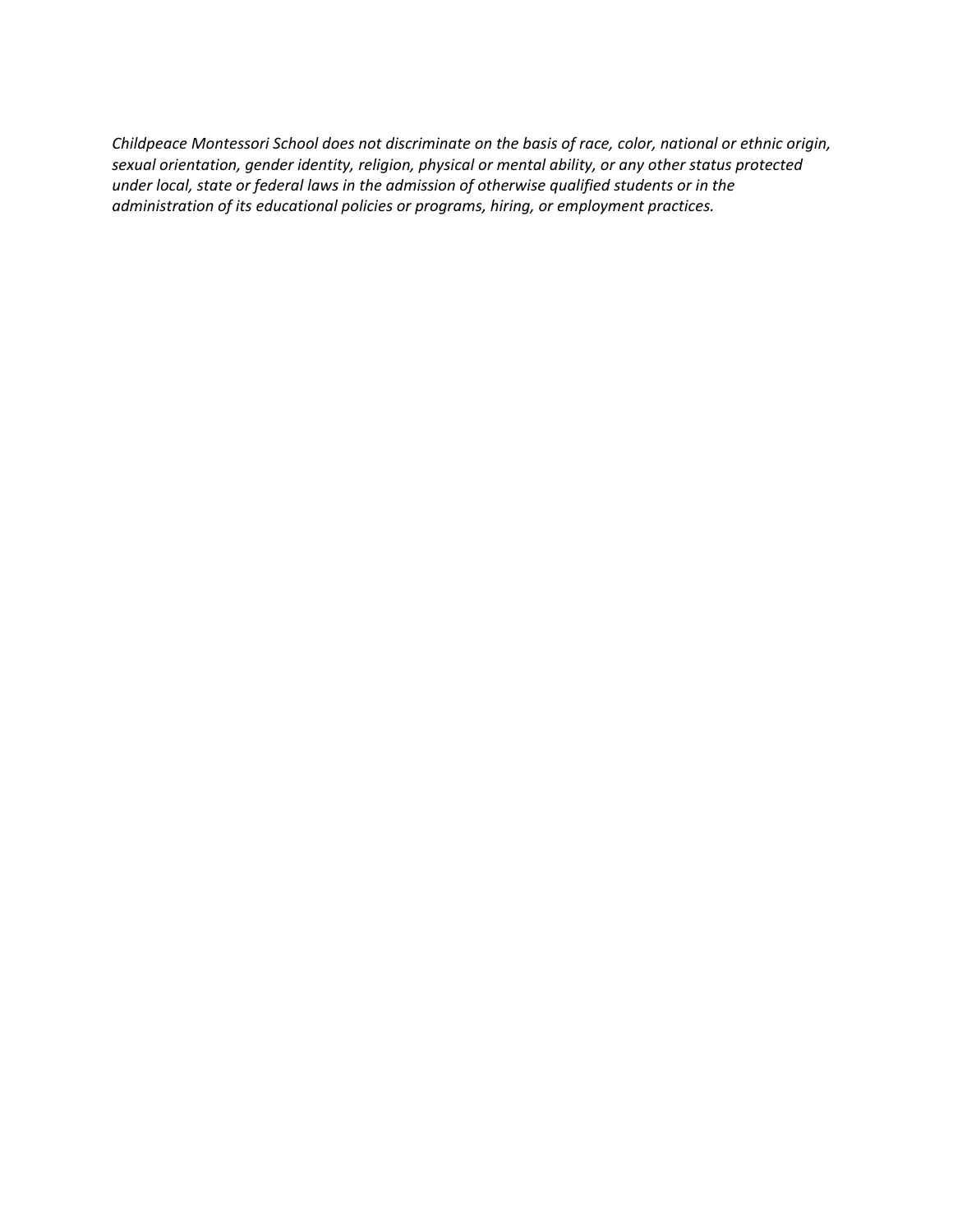*Childpeace Montessori School does not discriminate on the basis of race, color, national or ethnic origin, sexual orientation, gender identity, religion, physical or mental ability, or any other status protected under local, state or federal laws in the admission of otherwise qualified students or in the administration of its educational policies or programs, hiring, or employment practices.*